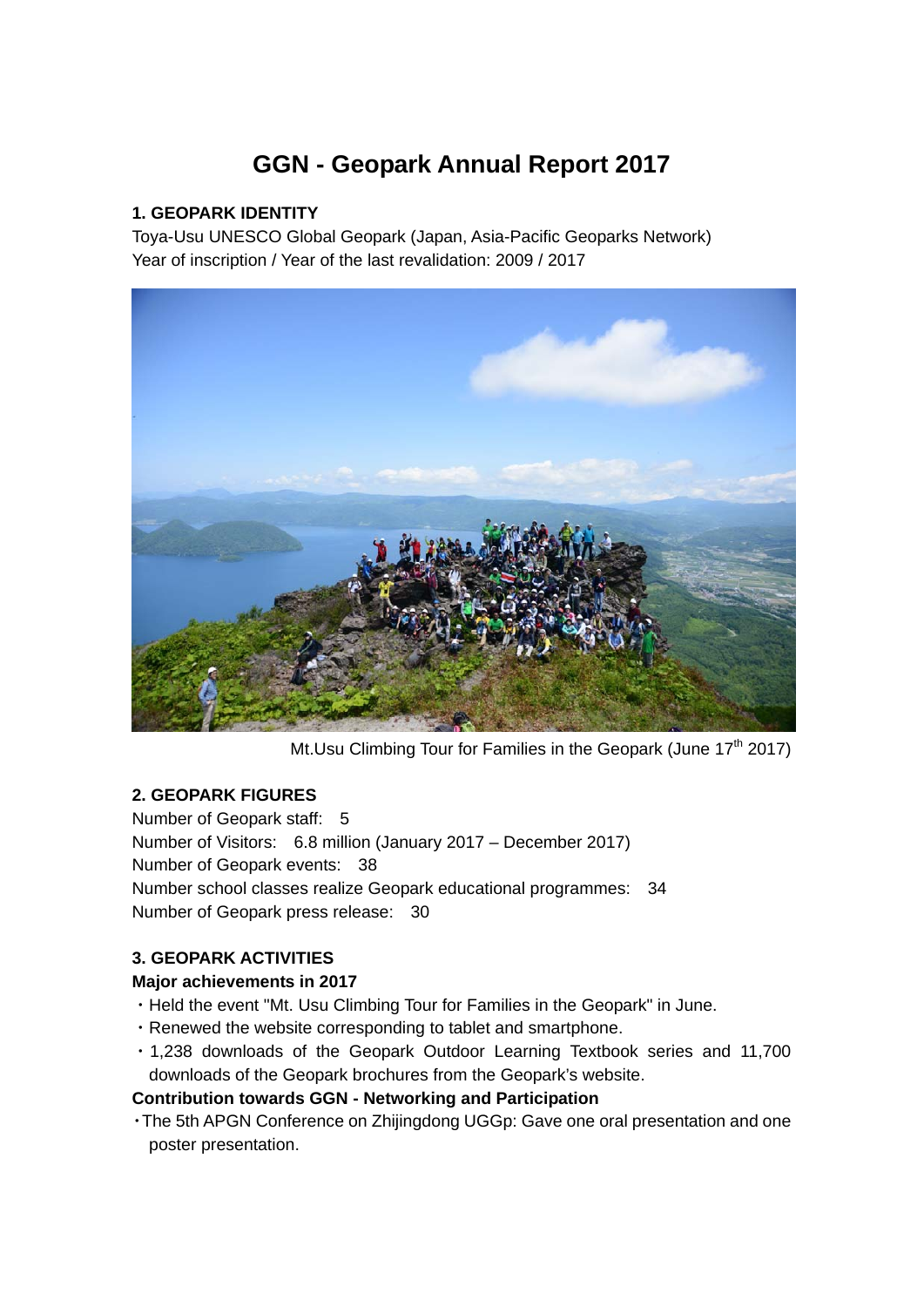# GGN - Geopark Annual Report 2017

## 1. GEOPARK IDENTITY

Toya-Usu UNESCO Global Geopark (Japan, Asia-Pacific Geoparks Network)
Year of inscription / Year of the last revalidation: 2009 / 2017

Mt.Usu Climbing Tour for Families in the Geopark (June 17th 2017)

## 2. GEOPARK FIGURES

Number of Geopark staff: 5
Number of Visitors: 6.8 million (January 2017 – December 2017)
Number of Geopark events: 38
Number school classes realize Geopark educational programmes: 34
Number of Geopark press release: 30

## 3. GEOPARK ACTIVITIES

**Major achievements in 2017**

- Held the event "Mt. Usu Climbing Tour for Families in the Geopark" in June.
- Renewed the website corresponding to tablet and smartphone.
- 1,238 downloads of the Geopark Outdoor Learning Textbook series and 11,700 downloads of the Geopark brochures from the Geopark's website.

**Contribution towards GGN - Networking and Participation**

- The 5th APGN Conference on Zhijingdong UGGp: Gave one oral presentation and one poster presentation.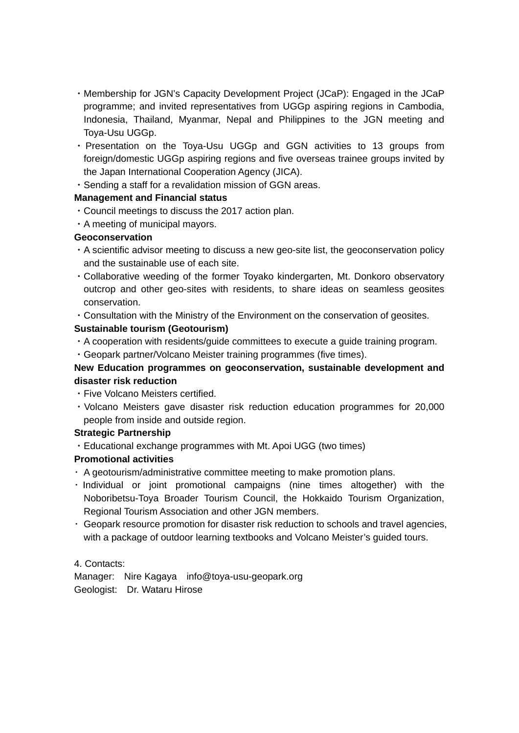・Membership for JGN's Capacity Development Project (JCaP): Engaged in the JCaP programme; and invited representatives from UGGp aspiring regions in Cambodia, Indonesia, Thailand, Myanmar, Nepal and Philippines to the JGN meeting and Toya-Usu UGGp.

・Presentation on the Toya-Usu UGGp and GGN activities to 13 groups from foreign/domestic UGGp aspiring regions and five overseas trainee groups invited by the Japan International Cooperation Agency (JICA).

・Sending a staff for a revalidation mission of GGN areas.

**Management and Financial status**

・Council meetings to discuss the 2017 action plan.

・A meeting of municipal mayors.

**Geoconservation**

・A scientific advisor meeting to discuss a new geo-site list, the geoconservation policy and the sustainable use of each site.

・Collaborative weeding of the former Toyako kindergarten, Mt. Donkoro observatory outcrop and other geo-sites with residents, to share ideas on seamless geosites conservation.

・Consultation with the Ministry of the Environment on the conservation of geosites.

**Sustainable tourism (Geotourism)**

・A cooperation with residents/guide committees to execute a guide training program.

・Geopark partner/Volcano Meister training programmes (five times).

**New Education programmes on geoconservation, sustainable development and disaster risk reduction**

・Five Volcano Meisters certified.

・Volcano Meisters gave disaster risk reduction education programmes for 20,000 people from inside and outside region.

**Strategic Partnership**

・Educational exchange programmes with Mt. Apoi UGG (two times)

**Promotional activities**

・ A geotourism/administrative committee meeting to make promotion plans.

・Individual or joint promotional campaigns (nine times altogether) with the Noboribetsu-Toya Broader Tourism Council, the Hokkaido Tourism Organization, Regional Tourism Association and other JGN members.

・ Geopark resource promotion for disaster risk reduction to schools and travel agencies, with a package of outdoor learning textbooks and Volcano Meister's guided tours.

4. Contacts:

Manager: Nire Kagaya info@toya-usu-geopark.org

Geologist: Dr. Wataru Hirose